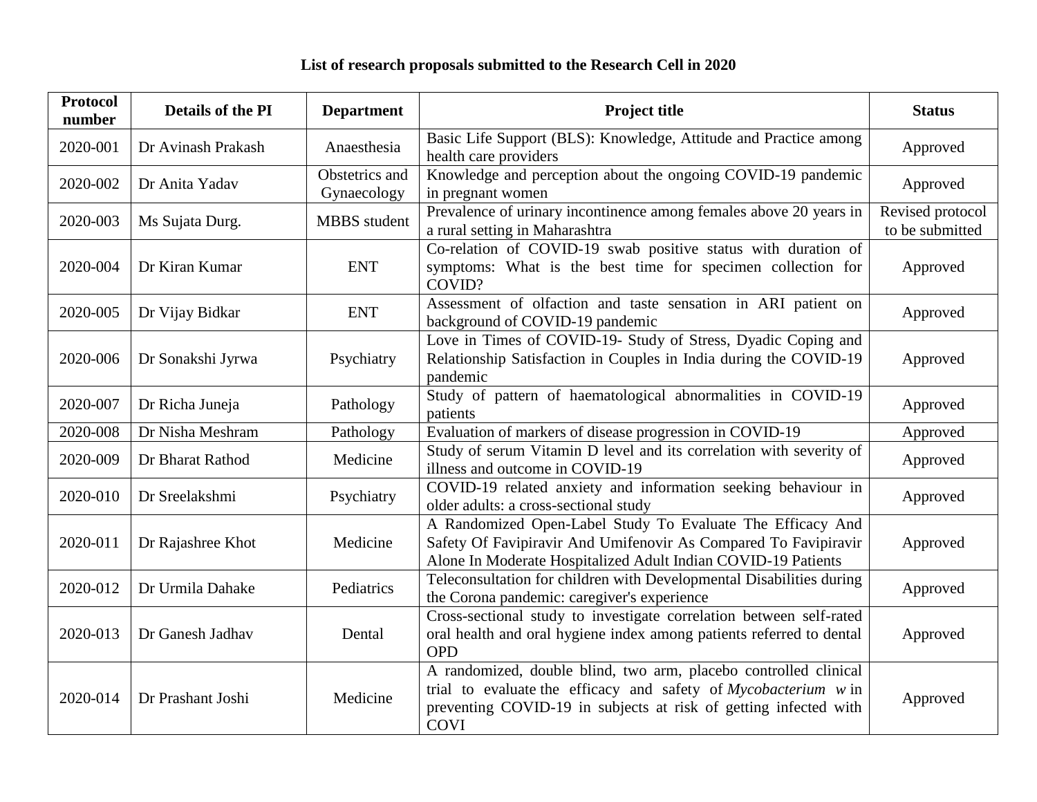**List of research proposals submitted to the Research Cell in 2020**

| Protocol number | Details of the PI | Department | Project title | Status |
|---|---|---|---|---|
| 2020-001 | Dr Avinash Prakash | Anaesthesia | Basic Life Support (BLS): Knowledge, Attitude and Practice among health care providers | Approved |
| 2020-002 | Dr Anita Yadav | Obstetrics and Gynaecology | Knowledge and perception about the ongoing COVID-19 pandemic in pregnant women | Approved |
| 2020-003 | Ms Sujata Durg. | MBBS student | Prevalence of urinary incontinence among females above 20 years in a rural setting in Maharashtra | Revised protocol to be submitted |
| 2020-004 | Dr Kiran Kumar | ENT | Co-relation of COVID-19 swab positive status with duration of symptoms: What is the best time for specimen collection for COVID? | Approved |
| 2020-005 | Dr Vijay Bidkar | ENT | Assessment of olfaction and taste sensation in ARI patient on background of COVID-19 pandemic | Approved |
| 2020-006 | Dr Sonakshi Jyrwa | Psychiatry | Love in Times of COVID-19- Study of Stress, Dyadic Coping and Relationship Satisfaction in Couples in India during the COVID-19 pandemic | Approved |
| 2020-007 | Dr Richa Juneja | Pathology | Study of pattern of haematological abnormalities in COVID-19 patients | Approved |
| 2020-008 | Dr Nisha Meshram | Pathology | Evaluation of markers of disease progression in COVID-19 | Approved |
| 2020-009 | Dr Bharat Rathod | Medicine | Study of serum Vitamin D level and its correlation with severity of illness and outcome in COVID-19 | Approved |
| 2020-010 | Dr Sreelakshmi | Psychiatry | COVID-19 related anxiety and information seeking behaviour in older adults: a cross-sectional study | Approved |
| 2020-011 | Dr Rajashree Khot | Medicine | A Randomized Open-Label Study To Evaluate The Efficacy And Safety Of Favipiravir And Umifenovir As Compared To Favipiravir Alone In Moderate Hospitalized Adult Indian COVID-19 Patients | Approved |
| 2020-012 | Dr Urmila Dahake | Pediatrics | Teleconsultation for children with Developmental Disabilities during the Corona pandemic: caregiver's experience | Approved |
| 2020-013 | Dr Ganesh Jadhav | Dental | Cross-sectional study to investigate correlation between self-rated oral health and oral hygiene index among patients referred to dental OPD | Approved |
| 2020-014 | Dr Prashant Joshi | Medicine | A randomized, double blind, two arm, placebo controlled clinical trial to evaluate the efficacy and safety of *Mycobacterium w* in preventing COVID-19 in subjects at risk of getting infected with COVI | Approved |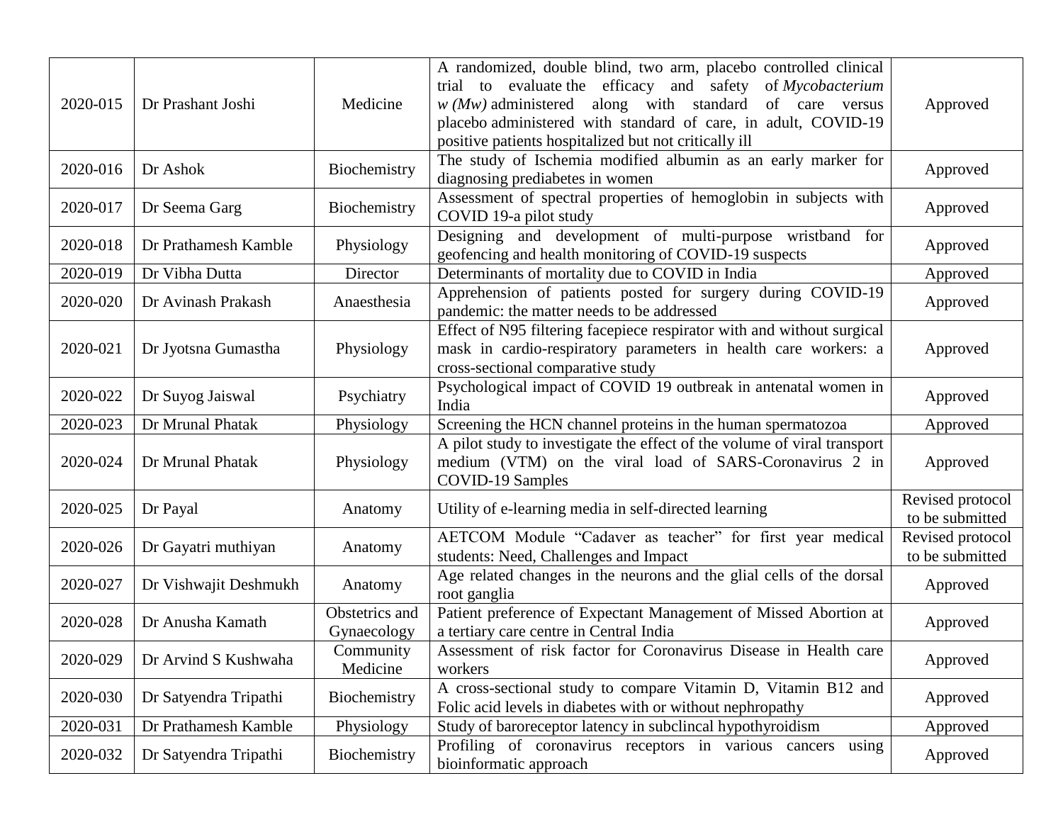| 2020-015 | Dr Prashant Joshi | Medicine | A randomized, double blind, two arm, placebo controlled clinical trial to evaluate the efficacy and safety of *Mycobacterium w (Mw)* administered along with standard of care versus placebo administered with standard of care, in adult, COVID-19 positive patients hospitalized but not critically ill | Approved |
|---|---|---|---|---|
| 2020-016 | Dr Ashok | Biochemistry | The study of Ischemia modified albumin as an early marker for diagnosing prediabetes in women | Approved |
| 2020-017 | Dr Seema Garg | Biochemistry | Assessment of spectral properties of hemoglobin in subjects with COVID 19-a pilot study | Approved |
| 2020-018 | Dr Prathamesh Kamble | Physiology | Designing and development of multi-purpose wristband for geofencing and health monitoring of COVID-19 suspects | Approved |
| 2020-019 | Dr Vibha Dutta | Director | Determinants of mortality due to COVID in India | Approved |
| 2020-020 | Dr Avinash Prakash | Anaesthesia | Apprehension of patients posted for surgery during COVID-19 pandemic: the matter needs to be addressed | Approved |
| 2020-021 | Dr Jyotsna Gumastha | Physiology | Effect of N95 filtering facepiece respirator with and without surgical mask in cardio-respiratory parameters in health care workers: a cross-sectional comparative study | Approved |
| 2020-022 | Dr Suyog Jaiswal | Psychiatry | Psychological impact of COVID 19 outbreak in antenatal women in India | Approved |
| 2020-023 | Dr Mrunal Phatak | Physiology | Screening the HCN channel proteins in the human spermatozoa | Approved |
| 2020-024 | Dr Mrunal Phatak | Physiology | A pilot study to investigate the effect of the volume of viral transport medium (VTM) on the viral load of SARS-Coronavirus 2 in COVID-19 Samples | Approved |
| 2020-025 | Dr Payal | Anatomy | Utility of e-learning media in self-directed learning | Revised protocol to be submitted |
| 2020-026 | Dr Gayatri muthiyan | Anatomy | AETCOM Module "Cadaver as teacher" for first year medical students: Need, Challenges and Impact | Revised protocol to be submitted |
| 2020-027 | Dr Vishwajit Deshmukh | Anatomy | Age related changes in the neurons and the glial cells of the dorsal root ganglia | Approved |
| 2020-028 | Dr Anusha Kamath | Obstetrics and Gynaecology | Patient preference of Expectant Management of Missed Abortion at a tertiary care centre in Central India | Approved |
| 2020-029 | Dr Arvind S Kushwaha | Community Medicine | Assessment of risk factor for Coronavirus Disease in Health care workers | Approved |
| 2020-030 | Dr Satyendra Tripathi | Biochemistry | A cross-sectional study to compare Vitamin D, Vitamin B12 and Folic acid levels in diabetes with or without nephropathy | Approved |
| 2020-031 | Dr Prathamesh Kamble | Physiology | Study of baroreceptor latency in subclincal hypothyroidism | Approved |
| 2020-032 | Dr Satyendra Tripathi | Biochemistry | Profiling of coronavirus receptors in various cancers using bioinformatic approach | Approved |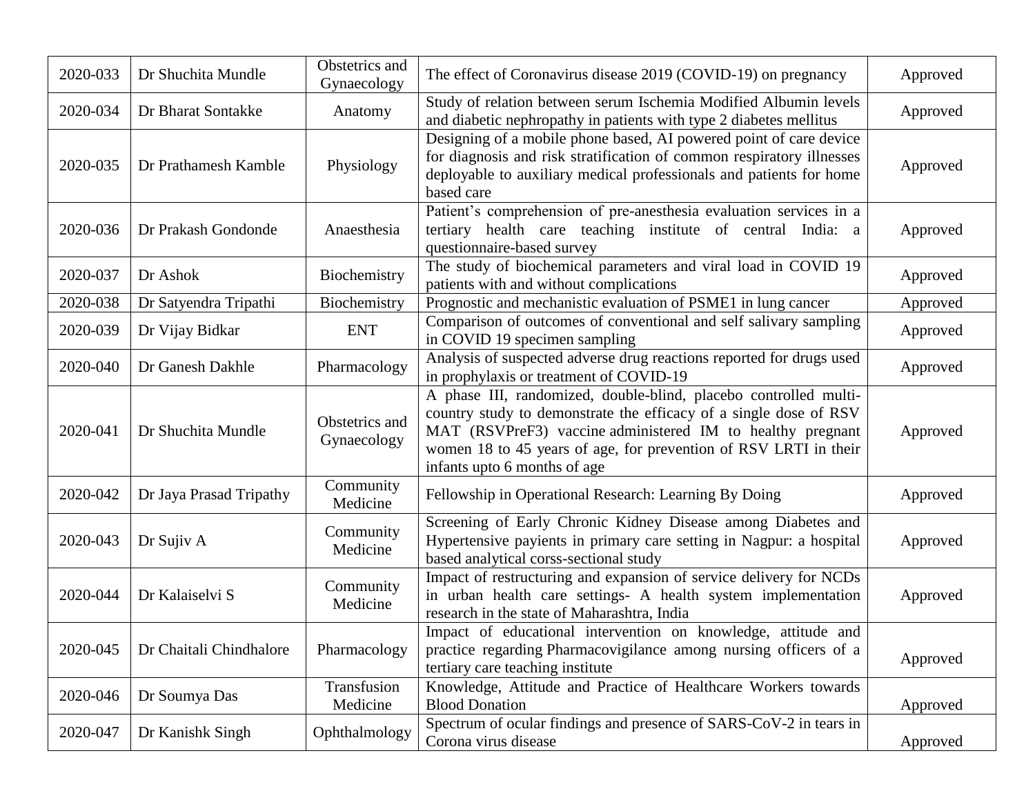| 2020-033 | Dr Shuchita Mundle | Obstetrics and Gynaecology | The effect of Coronavirus disease 2019 (COVID-19) on pregnancy | Approved |
|---|---|---|---|---|
| 2020-034 | Dr Bharat Sontakke | Anatomy | Study of relation between serum Ischemia Modified Albumin levels and diabetic nephropathy in patients with type 2 diabetes mellitus | Approved |
| 2020-035 | Dr Prathamesh Kamble | Physiology | Designing of a mobile phone based, AI powered point of care device for diagnosis and risk stratification of common respiratory illnesses deployable to auxiliary medical professionals and patients for home based care | Approved |
| 2020-036 | Dr Prakash Gondonde | Anaesthesia | Patient's comprehension of pre-anesthesia evaluation services in a tertiary health care teaching institute of central India: a questionnaire-based survey | Approved |
| 2020-037 | Dr Ashok | Biochemistry | The study of biochemical parameters and viral load in COVID 19 patients with and without complications | Approved |
| 2020-038 | Dr Satyendra Tripathi | Biochemistry | Prognostic and mechanistic evaluation of PSME1 in lung cancer | Approved |
| 2020-039 | Dr Vijay Bidkar | ENT | Comparison of outcomes of conventional and self salivary sampling in COVID 19 specimen sampling | Approved |
| 2020-040 | Dr Ganesh Dakhle | Pharmacology | Analysis of suspected adverse drug reactions reported for drugs used in prophylaxis or treatment of COVID-19 | Approved |
| 2020-041 | Dr Shuchita Mundle | Obstetrics and Gynaecology | A phase III, randomized, double-blind, placebo controlled multi-country study to demonstrate the efficacy of a single dose of RSV MAT (RSVPreF3) vaccine administered IM to healthy pregnant women 18 to 45 years of age, for prevention of RSV LRTI in their infants upto 6 months of age | Approved |
| 2020-042 | Dr Jaya Prasad Tripathy | Community Medicine | Fellowship in Operational Research: Learning By Doing | Approved |
| 2020-043 | Dr Sujiv A | Community Medicine | Screening of Early Chronic Kidney Disease among Diabetes and Hypertensive payients in primary care setting in Nagpur: a hospital based analytical corss-sectional study | Approved |
| 2020-044 | Dr Kalaiselvi S | Community Medicine | Impact of restructuring and expansion of service delivery for NCDs in urban health care settings- A health system implementation research in the state of Maharashtra, India | Approved |
| 2020-045 | Dr Chaitali Chindhalore | Pharmacology | Impact of educational intervention on knowledge, attitude and practice regarding Pharmacovigilance among nursing officers of a tertiary care teaching institute | Approved |
| 2020-046 | Dr Soumya Das | Transfusion Medicine | Knowledge, Attitude and Practice of Healthcare Workers towards Blood Donation | Approved |
| 2020-047 | Dr Kanishk Singh | Ophthalmology | Spectrum of ocular findings and presence of SARS-CoV-2 in tears in Corona virus disease | Approved |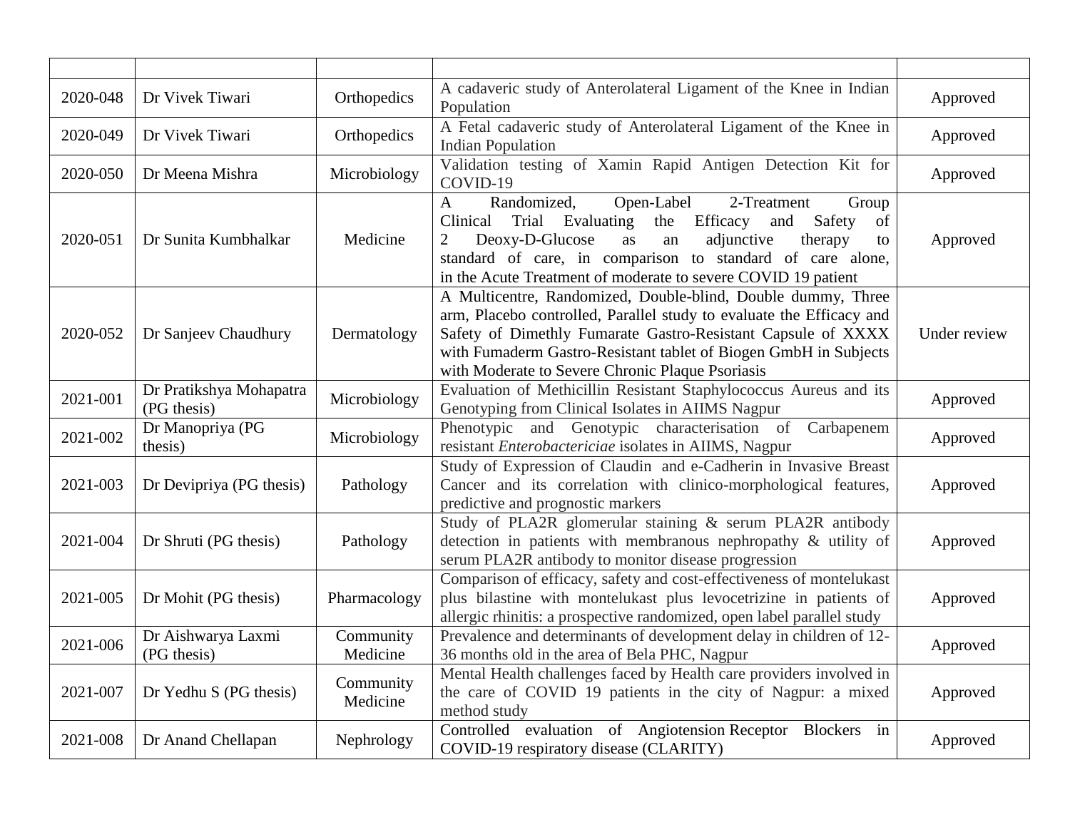| | | | | |
|---|---|---|---|---|
| 2020-048 | Dr Vivek Tiwari | Orthopedics | A cadaveric study of Anterolateral Ligament of the Knee in Indian Population | Approved |
| 2020-049 | Dr Vivek Tiwari | Orthopedics | A Fetal cadaveric study of Anterolateral Ligament of the Knee in Indian Population | Approved |
| 2020-050 | Dr Meena Mishra | Microbiology | Validation testing of Xamin Rapid Antigen Detection Kit for COVID-19 | Approved |
| 2020-051 | Dr Sunita Kumbhalkar | Medicine | A Randomized, Open-Label 2-Treatment Group Clinical Trial Evaluating the Efficacy and Safety of 2 Deoxy-D-Glucose as an adjunctive therapy to standard of care, in comparison to standard of care alone, in the Acute Treatment of moderate to severe COVID 19 patient | Approved |
| 2020-052 | Dr Sanjeev Chaudhury | Dermatology | A Multicentre, Randomized, Double-blind, Double dummy, Three arm, Placebo controlled, Parallel study to evaluate the Efficacy and Safety of Dimethly Fumarate Gastro-Resistant Capsule of XXXX with Fumaderm Gastro-Resistant tablet of Biogen GmbH in Subjects with Moderate to Severe Chronic Plaque Psoriasis | Under review |
| 2021-001 | Dr Pratikshya Mohapatra (PG thesis) | Microbiology | Evaluation of Methicillin Resistant Staphylococcus Aureus and its Genotyping from Clinical Isolates in AIIMS Nagpur | Approved |
| 2021-002 | Dr Manopriya (PG thesis) | Microbiology | Phenotypic and Genotypic characterisation of Carbapenem resistant *Enterobactericiae* isolates in AIIMS, Nagpur | Approved |
| 2021-003 | Dr Devipriya (PG thesis) | Pathology | Study of Expression of Claudin and e-Cadherin in Invasive Breast Cancer and its correlation with clinico-morphological features, predictive and prognostic markers | Approved |
| 2021-004 | Dr Shruti (PG thesis) | Pathology | Study of PLA2R glomerular staining & serum PLA2R antibody detection in patients with membranous nephropathy & utility of serum PLA2R antibody to monitor disease progression | Approved |
| 2021-005 | Dr Mohit (PG thesis) | Pharmacology | Comparison of efficacy, safety and cost-effectiveness of montelukast plus bilastine with montelukast plus levocetrizine in patients of allergic rhinitis: a prospective randomized, open label parallel study | Approved |
| 2021-006 | Dr Aishwarya Laxmi (PG thesis) | Community Medicine | Prevalence and determinants of development delay in children of 12-36 months old in the area of Bela PHC, Nagpur | Approved |
| 2021-007 | Dr Yedhu S (PG thesis) | Community Medicine | Mental Health challenges faced by Health care providers involved in the care of COVID 19 patients in the city of Nagpur: a mixed method study | Approved |
| 2021-008 | Dr Anand Chellapan | Nephrology | Controlled evaluation of Angiotension Receptor Blockers in COVID-19 respiratory disease (CLARITY) | Approved |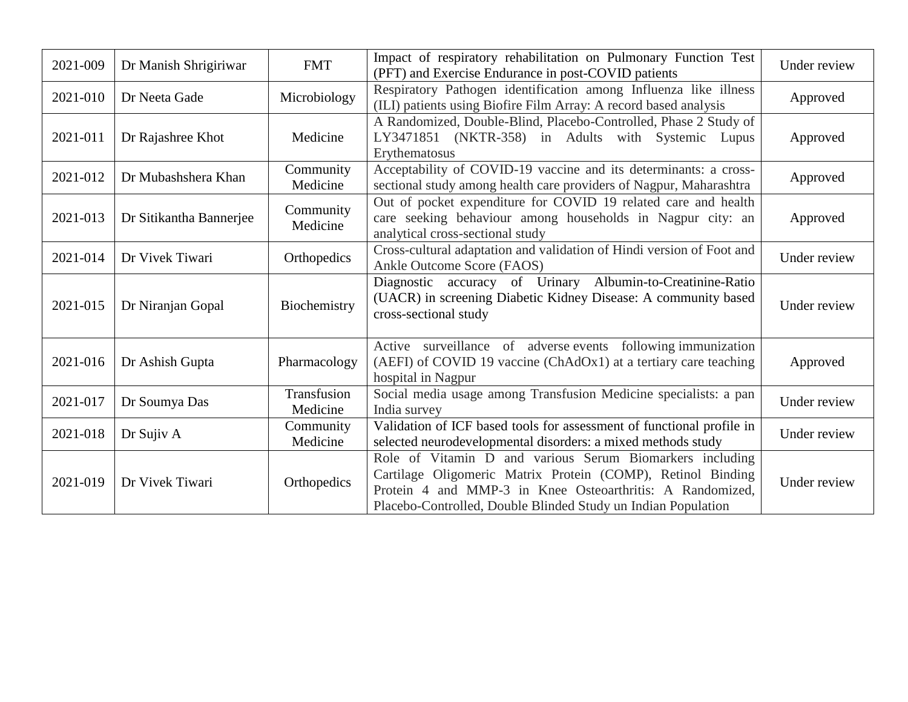| | | | | |
|---|---|---|---|---|
| 2021-009 | Dr Manish Shrigiriwar | FMT | Impact of respiratory rehabilitation on Pulmonary Function Test (PFT) and Exercise Endurance in post-COVID patients | Under review |
| 2021-010 | Dr Neeta Gade | Microbiology | Respiratory Pathogen identification among Influenza like illness (ILI) patients using Biofire Film Array: A record based analysis | Approved |
| 2021-011 | Dr Rajashree Khot | Medicine | A Randomized, Double-Blind, Placebo-Controlled, Phase 2 Study of LY3471851 (NKTR-358) in Adults with Systemic Lupus Erythematosus | Approved |
| 2021-012 | Dr Mubashshera Khan | Community Medicine | Acceptability of COVID-19 vaccine and its determinants: a cross-sectional study among health care providers of Nagpur, Maharashtra | Approved |
| 2021-013 | Dr Sitikantha Bannerjee | Community Medicine | Out of pocket expenditure for COVID 19 related care and health care seeking behaviour among households in Nagpur city: an analytical cross-sectional study | Approved |
| 2021-014 | Dr Vivek Tiwari | Orthopedics | Cross-cultural adaptation and validation of Hindi version of Foot and Ankle Outcome Score (FAOS) | Under review |
| 2021-015 | Dr Niranjan Gopal | Biochemistry | Diagnostic accuracy of Urinary Albumin-to-Creatinine-Ratio (UACR) in screening Diabetic Kidney Disease: A community based cross-sectional study | Under review |
| 2021-016 | Dr Ashish Gupta | Pharmacology | Active surveillance of adverse events following immunization (AEFI) of COVID 19 vaccine (ChAdOx1) at a tertiary care teaching hospital in Nagpur | Approved |
| 2021-017 | Dr Soumya Das | Transfusion Medicine | Social media usage among Transfusion Medicine specialists: a pan India survey | Under review |
| 2021-018 | Dr Sujiv A | Community Medicine | Validation of ICF based tools for assessment of functional profile in selected neurodevelopmental disorders: a mixed methods study | Under review |
| 2021-019 | Dr Vivek Tiwari | Orthopedics | Role of Vitamin D and various Serum Biomarkers including Cartilage Oligomeric Matrix Protein (COMP), Retinol Binding Protein 4 and MMP-3 in Knee Osteoarthritis: A Randomized, Placebo-Controlled, Double Blinded Study un Indian Population | Under review |